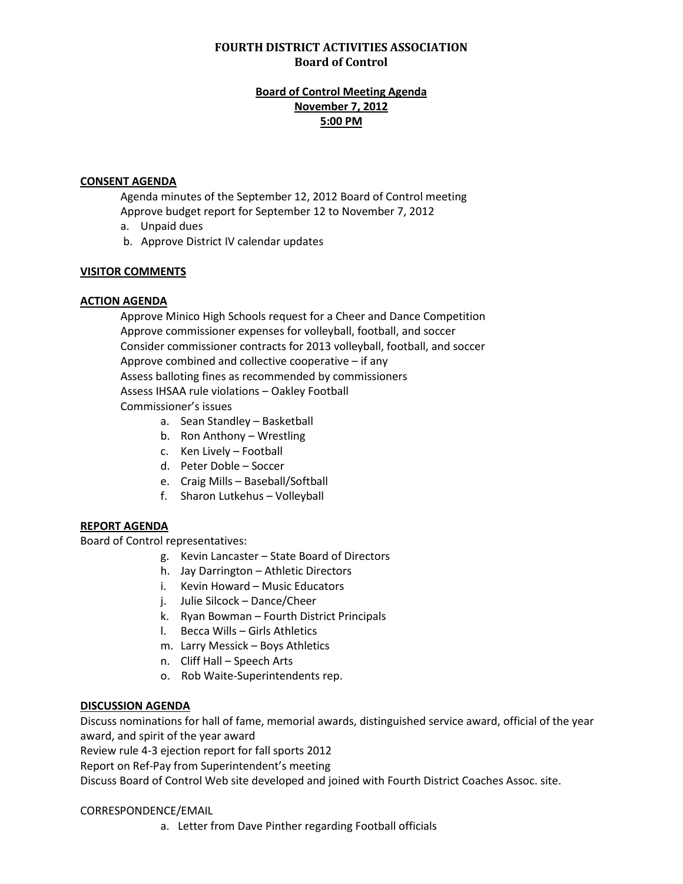# FOURTH DISTRICT ACTIVITIES ASSOCIATION
## Board of Control

**Board of Control Meeting Agenda**
**November 7, 2012**
**5:00 PM**

**CONSENT AGENDA**

Agenda minutes of the September 12, 2012 Board of Control meeting
Approve budget report for September 12 to November 7, 2012

a. Unpaid dues
b. Approve District IV calendar updates

**VISITOR COMMENTS**

**ACTION AGENDA**

Approve Minico High Schools request for a Cheer and Dance Competition
Approve commissioner expenses for volleyball, football, and soccer
Consider commissioner contracts for 2013 volleyball, football, and soccer
Approve combined and collective cooperative – if any
Assess balloting fines as recommended by commissioners
Assess IHSAA rule violations – Oakley Football
Commissioner's issues

a. Sean Standley – Basketball
b. Ron Anthony – Wrestling
c. Ken Lively – Football
d. Peter Doble – Soccer
e. Craig Mills – Baseball/Softball
f. Sharon Lutkehus – Volleyball

**REPORT AGENDA**

Board of Control representatives:

g. Kevin Lancaster – State Board of Directors
h. Jay Darrington – Athletic Directors
i. Kevin Howard – Music Educators
j. Julie Silcock – Dance/Cheer
k. Ryan Bowman – Fourth District Principals
l. Becca Wills – Girls Athletics
m. Larry Messick – Boys Athletics
n. Cliff Hall – Speech Arts
o. Rob Waite-Superintendents rep.

**DISCUSSION AGENDA**

Discuss nominations for hall of fame, memorial awards, distinguished service award, official of the year award, and spirit of the year award
Review rule 4-3 ejection report for fall sports 2012
Report on Ref-Pay from Superintendent's meeting
Discuss Board of Control Web site developed and joined with Fourth District Coaches Assoc. site.

CORRESPONDENCE/EMAIL

a. Letter from Dave Pinther regarding Football officials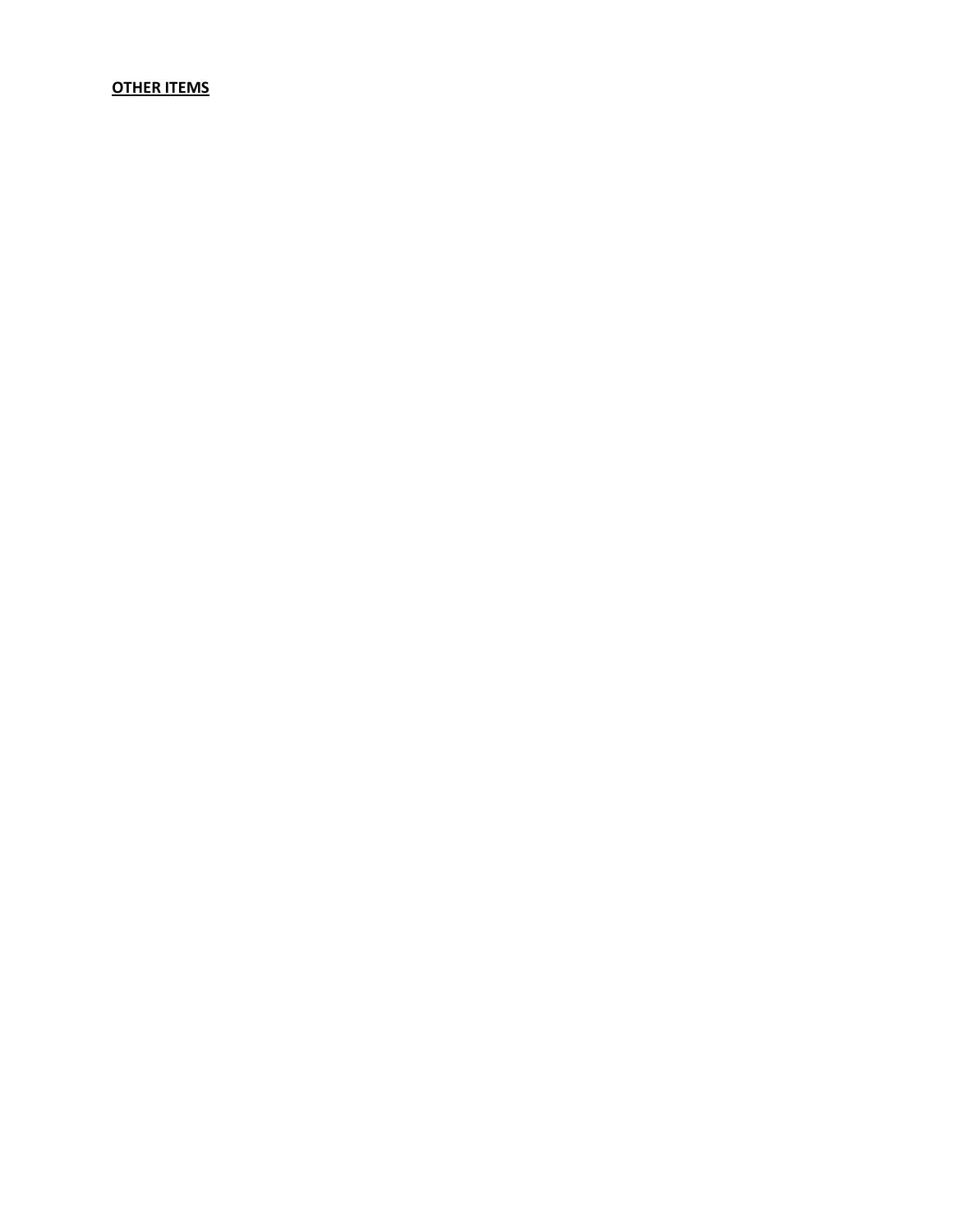**OTHER ITEMS**